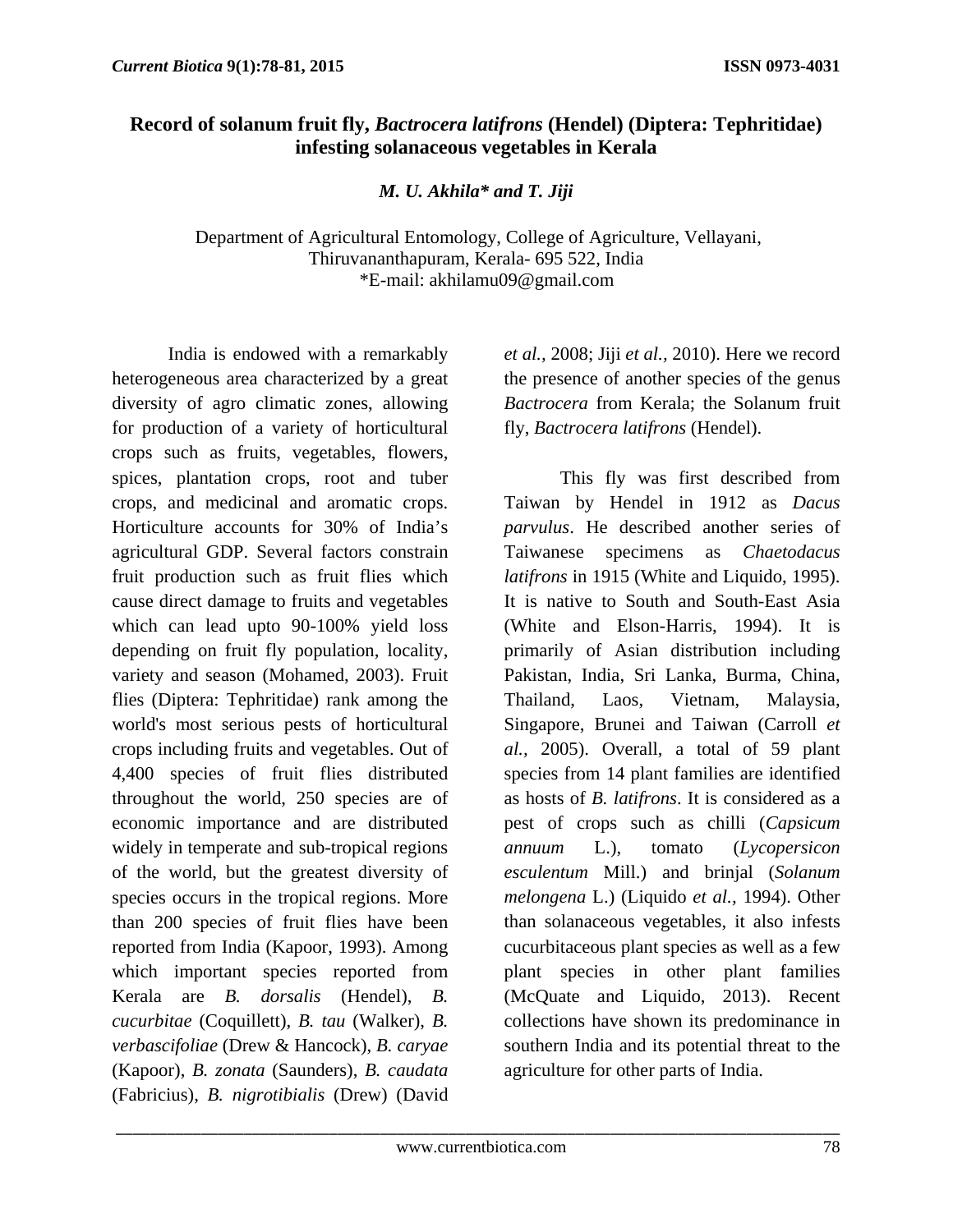# Record of solanum fruit fly, *Bactrocera latifrons* (Hendel) (Diptera: Tephritidae) infesting solanaceous vegetables in Kerala

***M. U. Akhila\* and T. Jiji***

Department of Agricultural Entomology, College of Agriculture, Vellayani, Thiruvananthapuram, Kerala- 695 522, India
*E-mail: akhilamu09@gmail.com

India is endowed with a remarkably heterogeneous area characterized by a great diversity of agro climatic zones, allowing for production of a variety of horticultural crops such as fruits, vegetables, flowers, spices, plantation crops, root and tuber crops, and medicinal and aromatic crops. Horticulture accounts for 30% of India's agricultural GDP. Several factors constrain fruit production such as fruit flies which cause direct damage to fruits and vegetables which can lead upto 90-100% yield loss depending on fruit fly population, locality, variety and season (Mohamed, 2003). Fruit flies (Diptera: Tephritidae) rank among the world's most serious pests of horticultural crops including fruits and vegetables. Out of 4,400 species of fruit flies distributed throughout the world, 250 species are of economic importance and are distributed widely in temperate and sub-tropical regions of the world, but the greatest diversity of species occurs in the tropical regions. More than 200 species of fruit flies have been reported from India (Kapoor, 1993). Among which important species reported from Kerala are *B. dorsalis* (Hendel), *B. cucurbitae* (Coquillett), *B. tau* (Walker), *B. verbascifoliae* (Drew & Hancock), *B. caryae* (Kapoor), *B. zonata* (Saunders), *B. caudata* (Fabricius), *B. nigrotibialis* (Drew) (David *et al.*, 2008; Jiji *et al.*, 2010). Here we record the presence of another species of the genus *Bactrocera* from Kerala; the Solanum fruit fly, *Bactrocera latifrons* (Hendel).

This fly was first described from Taiwan by Hendel in 1912 as *Dacus parvulus*. He described another series of Taiwanese specimens as *Chaetodacus latifrons* in 1915 (White and Liquido, 1995). It is native to South and South-East Asia (White and Elson-Harris, 1994). It is primarily of Asian distribution including Pakistan, India, Sri Lanka, Burma, China, Thailand, Laos, Vietnam, Malaysia, Singapore, Brunei and Taiwan (Carroll *et al.,* 2005). Overall, a total of 59 plant species from 14 plant families are identified as hosts of *B. latifrons*. It is considered as a pest of crops such as chilli (*Capsicum annuum* L.), tomato (*Lycopersicon esculentum* Mill.) and brinjal (*Solanum melongena* L.) (Liquido *et al.*, 1994). Other than solanaceous vegetables, it also infests cucurbitaceous plant species as well as a few plant species in other plant families (McQuate and Liquido, 2013). Recent collections have shown its predominance in southern India and its potential threat to the agriculture for other parts of India.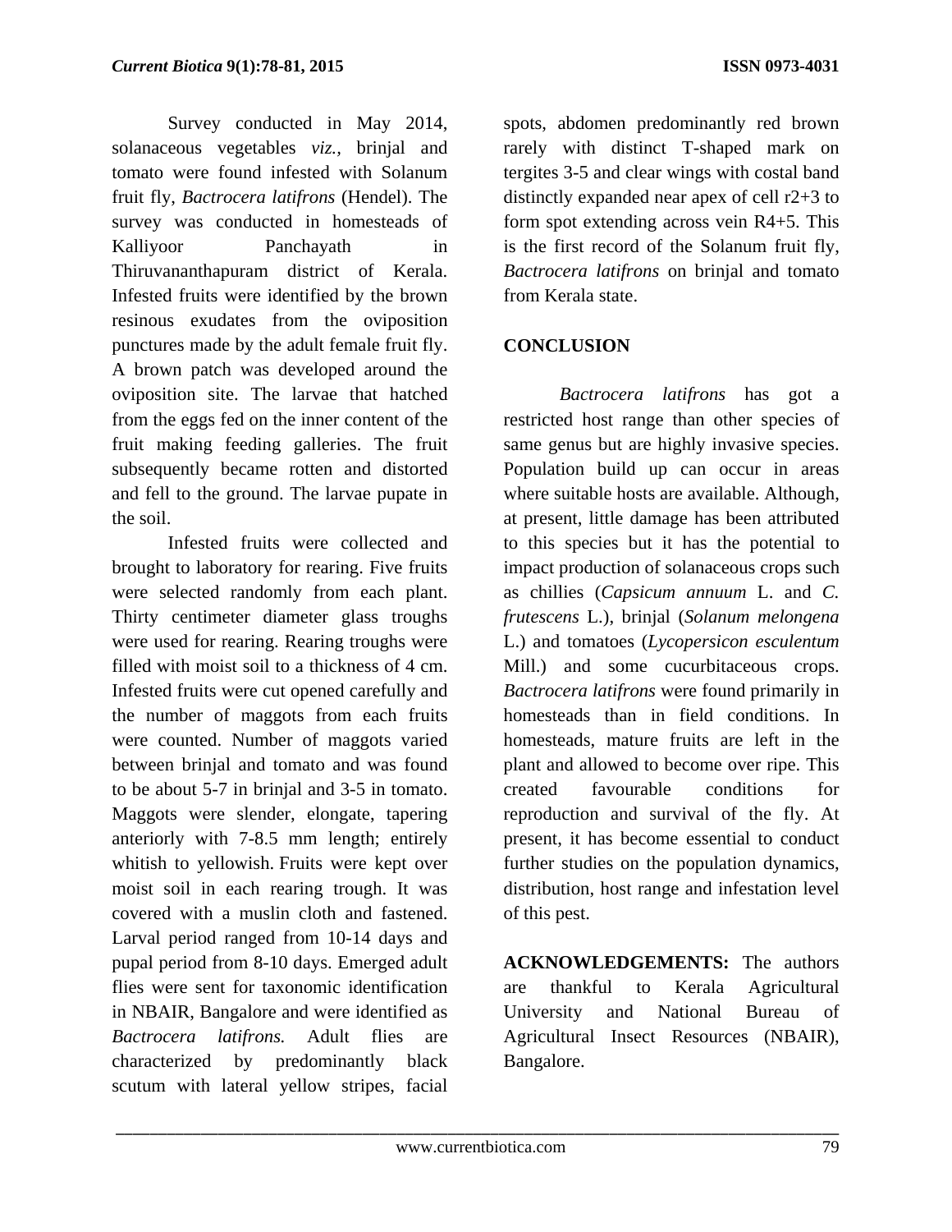Survey conducted in May 2014, solanaceous vegetables *viz.,* brinjal and tomato were found infested with Solanum fruit fly, *Bactrocera latifrons* (Hendel). The survey was conducted in homesteads of Kalliyoor Panchayath in Thiruvananthapuram district of Kerala. Infested fruits were identified by the brown resinous exudates from the oviposition punctures made by the adult female fruit fly. A brown patch was developed around the oviposition site. The larvae that hatched from the eggs fed on the inner content of the fruit making feeding galleries. The fruit subsequently became rotten and distorted and fell to the ground. The larvae pupate in the soil.

Infested fruits were collected and brought to laboratory for rearing. Five fruits were selected randomly from each plant. Thirty centimeter diameter glass troughs were used for rearing. Rearing troughs were filled with moist soil to a thickness of 4 cm. Infested fruits were cut opened carefully and the number of maggots from each fruits were counted. Number of maggots varied between brinjal and tomato and was found to be about 5-7 in brinjal and 3-5 in tomato. Maggots were slender, elongate, tapering anteriorly with 7-8.5 mm length; entirely whitish to yellowish. Fruits were kept over moist soil in each rearing trough. It was covered with a muslin cloth and fastened. Larval period ranged from 10-14 days and pupal period from 8-10 days. Emerged adult flies were sent for taxonomic identification in NBAIR, Bangalore and were identified as *Bactrocera latifrons.* Adult flies are characterized by predominantly black scutum with lateral yellow stripes, facial spots, abdomen predominantly red brown rarely with distinct T-shaped mark on tergites 3-5 and clear wings with costal band distinctly expanded near apex of cell r2+3 to form spot extending across vein R4+5. This is the first record of the Solanum fruit fly, *Bactrocera latifrons* on brinjal and tomato from Kerala state.

## CONCLUSION

*Bactrocera latifrons* has got a restricted host range than other species of same genus but are highly invasive species. Population build up can occur in areas where suitable hosts are available. Although, at present, little damage has been attributed to this species but it has the potential to impact production of solanaceous crops such as chillies (*Capsicum annuum* L. and *C. frutescens* L.), brinjal (*Solanum melongena* L.) and tomatoes (*Lycopersicon esculentum* Mill.) and some cucurbitaceous crops. *Bactrocera latifrons* were found primarily in homesteads than in field conditions. In homesteads, mature fruits are left in the plant and allowed to become over ripe. This created favourable conditions for reproduction and survival of the fly. At present, it has become essential to conduct further studies on the population dynamics, distribution, host range and infestation level of this pest.

**ACKNOWLEDGEMENTS:** The authors are thankful to Kerala Agricultural University and National Bureau of Agricultural Insect Resources (NBAIR), Bangalore.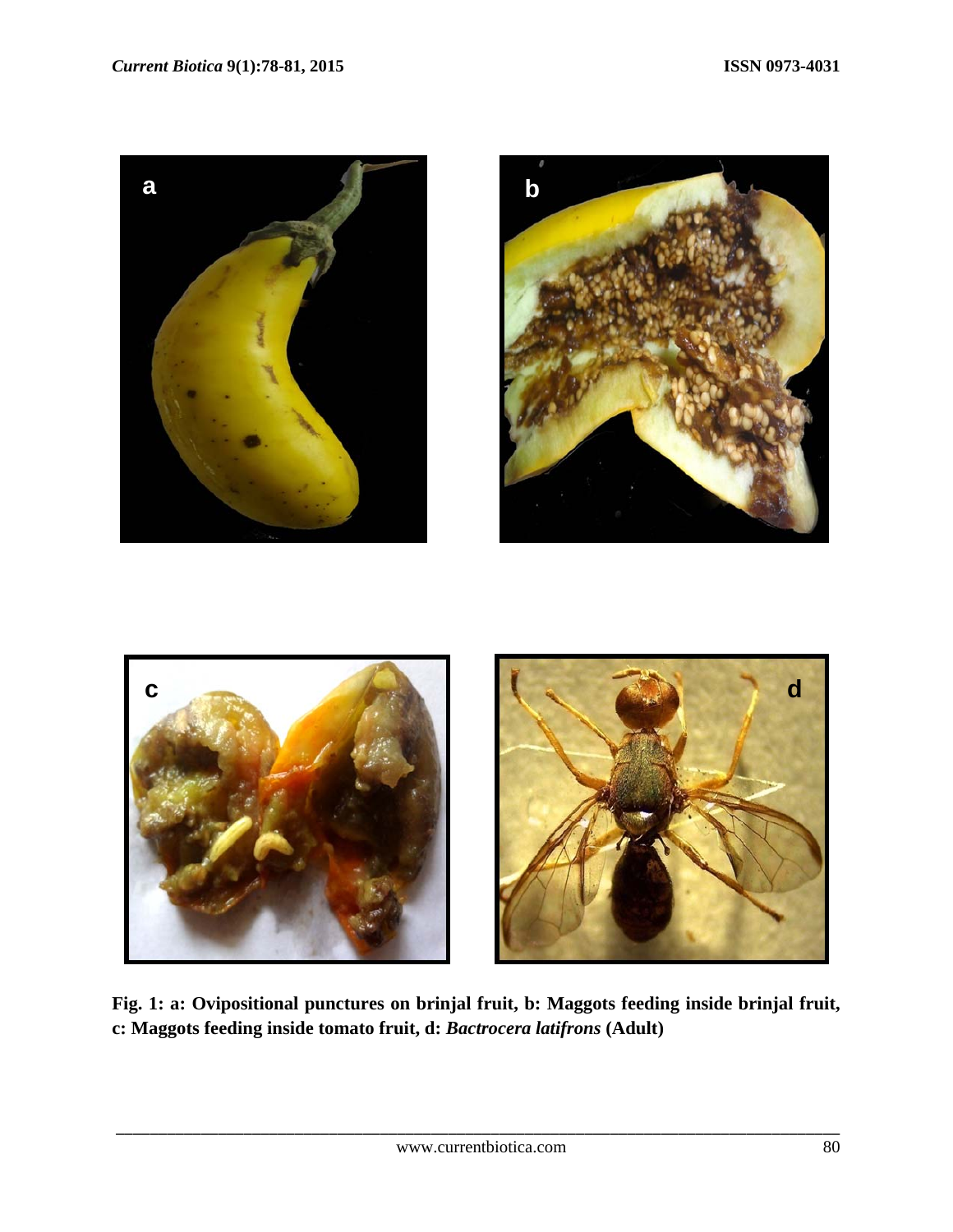**Fig. 1: a: Ovipositional punctures on brinjal fruit, b: Maggots feeding inside brinjal fruit, c: Maggots feeding inside tomato fruit, d: *Bactrocera latifrons* (Adult)**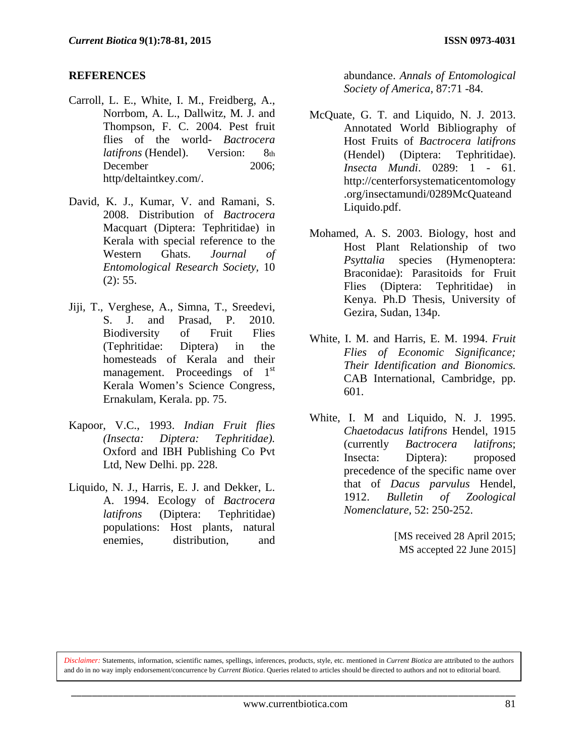## REFERENCES

Carroll, L. E., White, I. M., Freidberg, A., Norrbom, A. L., Dallwitz, M. J. and Thompson, F. C. 2004. Pest fruit flies of the world- *Bactrocera latifrons* (Hendel). Version: 8th December 2006; http/deltaintkey.com/.

David, K. J., Kumar, V. and Ramani, S. 2008. Distribution of *Bactrocera* Macquart (Diptera: Tephritidae) in Kerala with special reference to the Western Ghats. *Journal of Entomological Research Society,* 10 (2): 55.

Jiji, T., Verghese, A., Simna, T., Sreedevi, S. J. and Prasad, P. 2010. Biodiversity of Fruit Flies (Tephritidae: Diptera) in the homesteads of Kerala and their management. Proceedings of 1st Kerala Women's Science Congress, Ernakulam, Kerala. pp. 75.

Kapoor, V.C., 1993. *Indian Fruit flies (Insecta: Diptera: Tephritidae).* Oxford and IBH Publishing Co Pvt Ltd, New Delhi. pp. 228.

Liquido, N. J., Harris, E. J. and Dekker, L. A. 1994. Ecology of *Bactrocera latifrons* (Diptera: Tephritidae) populations: Host plants, natural enemies, distribution, and abundance. *Annals of Entomological Society of America,* 87:71 -84.

McQuate, G. T. and Liquido, N. J. 2013. Annotated World Bibliography of Host Fruits of *Bactrocera latifrons* (Hendel) (Diptera: Tephritidae). *Insecta Mundi*. 0289: 1 - 61. http://centerforsystematicentomology.org/insectamundi/0289McQuateandLiquido.pdf.

Mohamed, A. S. 2003. Biology, host and Host Plant Relationship of two *Psyttalia* species (Hymenoptera: Braconidae): Parasitoids for Fruit Flies (Diptera: Tephritidae) in Kenya. Ph.D Thesis, University of Gezira, Sudan, 134p.

White, I. M. and Harris, E. M. 1994. *Fruit Flies of Economic Significance; Their Identification and Bionomics.* CAB International, Cambridge, pp. 601.

White, I. M and Liquido, N. J. 1995. *Chaetodacus latifrons* Hendel, 1915 (currently *Bactrocera latifrons*; Insecta: Diptera): proposed precedence of the specific name over that of *Dacus parvulus* Hendel, 1912. *Bulletin of Zoological Nomenclature,* 52: 250-252.

[MS received 28 April 2015;
MS accepted 22 June 2015]

*Disclaimer:* Statements, information, scientific names, spellings, inferences, products, style, etc. mentioned in *Current Biotica* are attributed to the authors and do in no way imply endorsement/concurrence by *Current Biotica*. Queries related to articles should be directed to authors and not to editorial board.